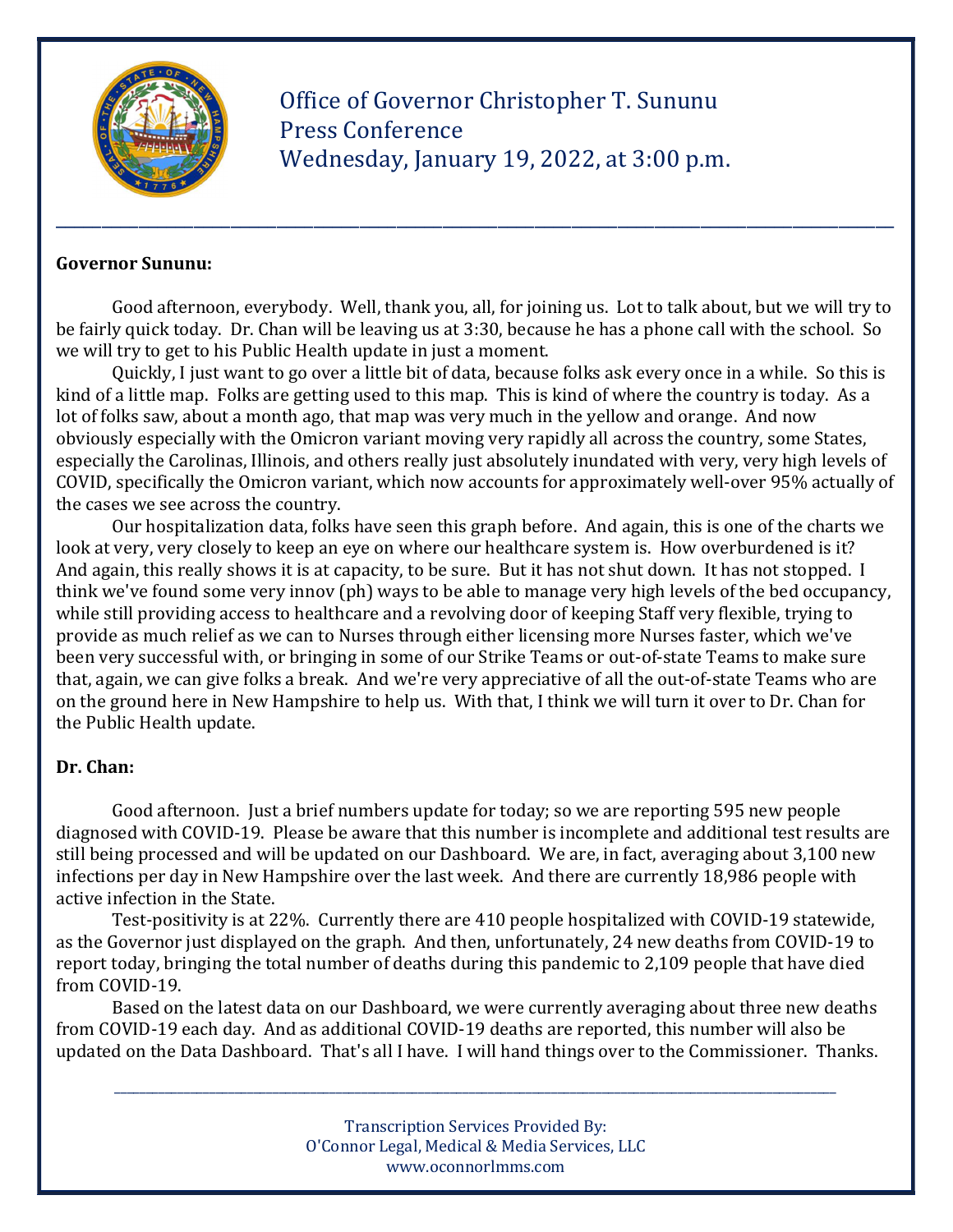# Office of Governor Christopher T. Sununu
## Press Conference
## Wednesday, January 19, 2022, at 3:00 p.m.

---

**Governor Sununu:**

Good afternoon, everybody. Well, thank you, all, for joining us. Lot to talk about, but we will try to be fairly quick today. Dr. Chan will be leaving us at 3:30, because he has a phone call with the school. So we will try to get to his Public Health update in just a moment.

Quickly, I just want to go over a little bit of data, because folks ask every once in a while. So this is kind of a little map. Folks are getting used to this map. This is kind of where the country is today. As a lot of folks saw, about a month ago, that map was very much in the yellow and orange. And now obviously especially with the Omicron variant moving very rapidly all across the country, some States, especially the Carolinas, Illinois, and others really just absolutely inundated with very, very high levels of COVID, specifically the Omicron variant, which now accounts for approximately well-over 95% actually of the cases we see across the country.

Our hospitalization data, folks have seen this graph before. And again, this is one of the charts we look at very, very closely to keep an eye on where our healthcare system is. How overburdened is it? And again, this really shows it is at capacity, to be sure. But it has not shut down. It has not stopped. I think we've found some very innov (ph) ways to be able to manage very high levels of the bed occupancy, while still providing access to healthcare and a revolving door of keeping Staff very flexible, trying to provide as much relief as we can to Nurses through either licensing more Nurses faster, which we've been very successful with, or bringing in some of our Strike Teams or out-of-state Teams to make sure that, again, we can give folks a break. And we're very appreciative of all the out-of-state Teams who are on the ground here in New Hampshire to help us. With that, I think we will turn it over to Dr. Chan for the Public Health update.

**Dr. Chan:**

Good afternoon. Just a brief numbers update for today; so we are reporting 595 new people diagnosed with COVID-19. Please be aware that this number is incomplete and additional test results are still being processed and will be updated on our Dashboard. We are, in fact, averaging about 3,100 new infections per day in New Hampshire over the last week. And there are currently 18,986 people with active infection in the State.

Test-positivity is at 22%. Currently there are 410 people hospitalized with COVID-19 statewide, as the Governor just displayed on the graph. And then, unfortunately, 24 new deaths from COVID-19 to report today, bringing the total number of deaths during this pandemic to 2,109 people that have died from COVID-19.

Based on the latest data on our Dashboard, we were currently averaging about three new deaths from COVID-19 each day. And as additional COVID-19 deaths are reported, this number will also be updated on the Data Dashboard. That's all I have. I will hand things over to the Commissioner. Thanks.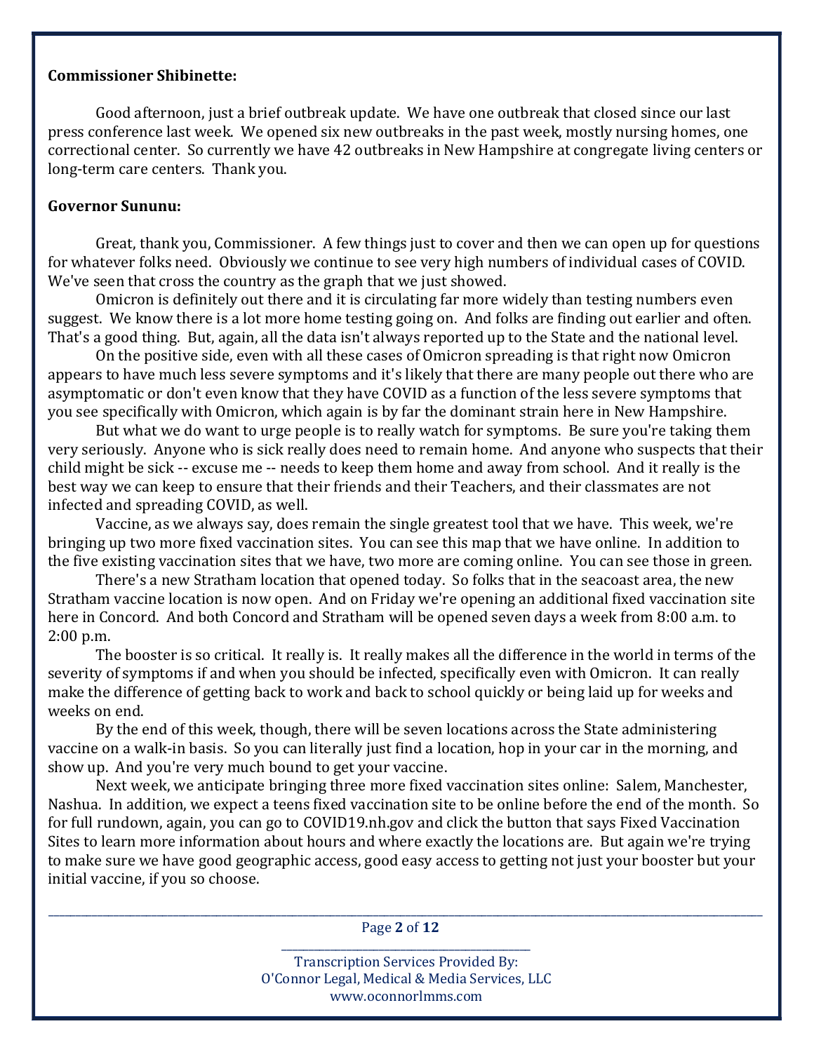**Commissioner Shibinette:**

Good afternoon, just a brief outbreak update. We have one outbreak that closed since our last press conference last week. We opened six new outbreaks in the past week, mostly nursing homes, one correctional center. So currently we have 42 outbreaks in New Hampshire at congregate living centers or long-term care centers. Thank you.

**Governor Sununu:**

Great, thank you, Commissioner. A few things just to cover and then we can open up for questions for whatever folks need. Obviously we continue to see very high numbers of individual cases of COVID. We've seen that cross the country as the graph that we just showed.

Omicron is definitely out there and it is circulating far more widely than testing numbers even suggest. We know there is a lot more home testing going on. And folks are finding out earlier and often. That's a good thing. But, again, all the data isn't always reported up to the State and the national level.

On the positive side, even with all these cases of Omicron spreading is that right now Omicron appears to have much less severe symptoms and it's likely that there are many people out there who are asymptomatic or don't even know that they have COVID as a function of the less severe symptoms that you see specifically with Omicron, which again is by far the dominant strain here in New Hampshire.

But what we do want to urge people is to really watch for symptoms. Be sure you're taking them very seriously. Anyone who is sick really does need to remain home. And anyone who suspects that their child might be sick -- excuse me -- needs to keep them home and away from school. And it really is the best way we can keep to ensure that their friends and their Teachers, and their classmates are not infected and spreading COVID, as well.

Vaccine, as we always say, does remain the single greatest tool that we have. This week, we're bringing up two more fixed vaccination sites. You can see this map that we have online. In addition to the five existing vaccination sites that we have, two more are coming online. You can see those in green.

There's a new Stratham location that opened today. So folks that in the seacoast area, the new Stratham vaccine location is now open. And on Friday we're opening an additional fixed vaccination site here in Concord. And both Concord and Stratham will be opened seven days a week from 8:00 a.m. to 2:00 p.m.

The booster is so critical. It really is. It really makes all the difference in the world in terms of the severity of symptoms if and when you should be infected, specifically even with Omicron. It can really make the difference of getting back to work and back to school quickly or being laid up for weeks and weeks on end.

By the end of this week, though, there will be seven locations across the State administering vaccine on a walk-in basis. So you can literally just find a location, hop in your car in the morning, and show up. And you're very much bound to get your vaccine.

Next week, we anticipate bringing three more fixed vaccination sites online: Salem, Manchester, Nashua. In addition, we expect a teens fixed vaccination site to be online before the end of the month. So for full rundown, again, you can go to COVID19.nh.gov and click the button that says Fixed Vaccination Sites to learn more information about hours and where exactly the locations are. But again we're trying to make sure we have good geographic access, good easy access to getting not just your booster but your initial vaccine, if you so choose.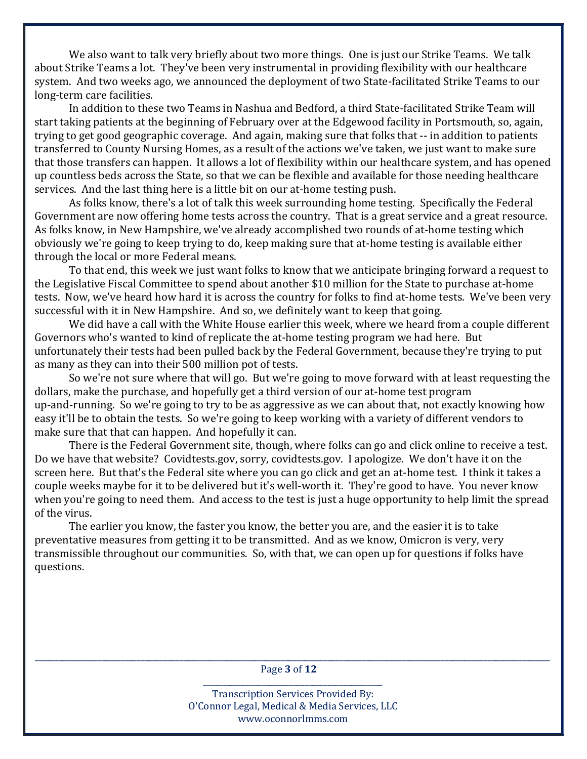We also want to talk very briefly about two more things. One is just our Strike Teams. We talk about Strike Teams a lot. They've been very instrumental in providing flexibility with our healthcare system. And two weeks ago, we announced the deployment of two State-facilitated Strike Teams to our long-term care facilities.

In addition to these two Teams in Nashua and Bedford, a third State-facilitated Strike Team will start taking patients at the beginning of February over at the Edgewood facility in Portsmouth, so, again, trying to get good geographic coverage. And again, making sure that folks that -- in addition to patients transferred to County Nursing Homes, as a result of the actions we've taken, we just want to make sure that those transfers can happen. It allows a lot of flexibility within our healthcare system, and has opened up countless beds across the State, so that we can be flexible and available for those needing healthcare services. And the last thing here is a little bit on our at-home testing push.

As folks know, there's a lot of talk this week surrounding home testing. Specifically the Federal Government are now offering home tests across the country. That is a great service and a great resource. As folks know, in New Hampshire, we've already accomplished two rounds of at-home testing which obviously we're going to keep trying to do, keep making sure that at-home testing is available either through the local or more Federal means.

To that end, this week we just want folks to know that we anticipate bringing forward a request to the Legislative Fiscal Committee to spend about another $10 million for the State to purchase at-home tests. Now, we've heard how hard it is across the country for folks to find at-home tests. We've been very successful with it in New Hampshire. And so, we definitely want to keep that going.

We did have a call with the White House earlier this week, where we heard from a couple different Governors who's wanted to kind of replicate the at-home testing program we had here. But unfortunately their tests had been pulled back by the Federal Government, because they're trying to put as many as they can into their 500 million pot of tests.

So we're not sure where that will go. But we're going to move forward with at least requesting the dollars, make the purchase, and hopefully get a third version of our at-home test program up-and-running. So we're going to try to be as aggressive as we can about that, not exactly knowing how easy it'll be to obtain the tests. So we're going to keep working with a variety of different vendors to make sure that that can happen. And hopefully it can.

There is the Federal Government site, though, where folks can go and click online to receive a test. Do we have that website? Covidtests.gov, sorry, covidtests.gov. I apologize. We don't have it on the screen here. But that's the Federal site where you can go click and get an at-home test. I think it takes a couple weeks maybe for it to be delivered but it's well-worth it. They're good to have. You never know when you're going to need them. And access to the test is just a huge opportunity to help limit the spread of the virus.

The earlier you know, the faster you know, the better you are, and the easier it is to take preventative measures from getting it to be transmitted. And as we know, Omicron is very, very transmissible throughout our communities. So, with that, we can open up for questions if folks have questions.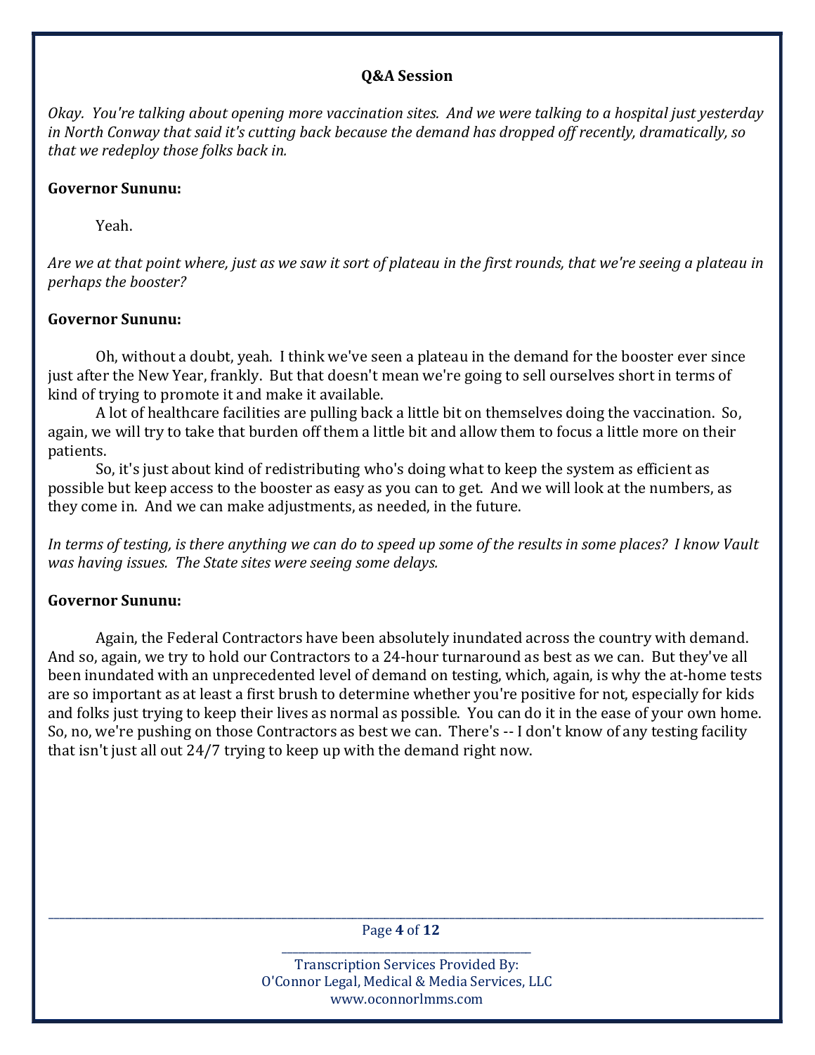**Q&A Session**

*Okay. You're talking about opening more vaccination sites. And we were talking to a hospital just yesterday in North Conway that said it's cutting back because the demand has dropped off recently, dramatically, so that we redeploy those folks back in.*

**Governor Sununu:**

Yeah.

*Are we at that point where, just as we saw it sort of plateau in the first rounds, that we're seeing a plateau in perhaps the booster?*

**Governor Sununu:**

Oh, without a doubt, yeah. I think we've seen a plateau in the demand for the booster ever since just after the New Year, frankly. But that doesn't mean we're going to sell ourselves short in terms of kind of trying to promote it and make it available.

A lot of healthcare facilities are pulling back a little bit on themselves doing the vaccination. So, again, we will try to take that burden off them a little bit and allow them to focus a little more on their patients.

So, it's just about kind of redistributing who's doing what to keep the system as efficient as possible but keep access to the booster as easy as you can to get. And we will look at the numbers, as they come in. And we can make adjustments, as needed, in the future.

*In terms of testing, is there anything we can do to speed up some of the results in some places? I know Vault was having issues. The State sites were seeing some delays.*

**Governor Sununu:**

Again, the Federal Contractors have been absolutely inundated across the country with demand. And so, again, we try to hold our Contractors to a 24-hour turnaround as best as we can. But they've all been inundated with an unprecedented level of demand on testing, which, again, is why the at-home tests are so important as at least a first brush to determine whether you're positive for not, especially for kids and folks just trying to keep their lives as normal as possible. You can do it in the ease of your own home. So, no, we're pushing on those Contractors as best we can. There's -- I don't know of any testing facility that isn't just all out 24/7 trying to keep up with the demand right now.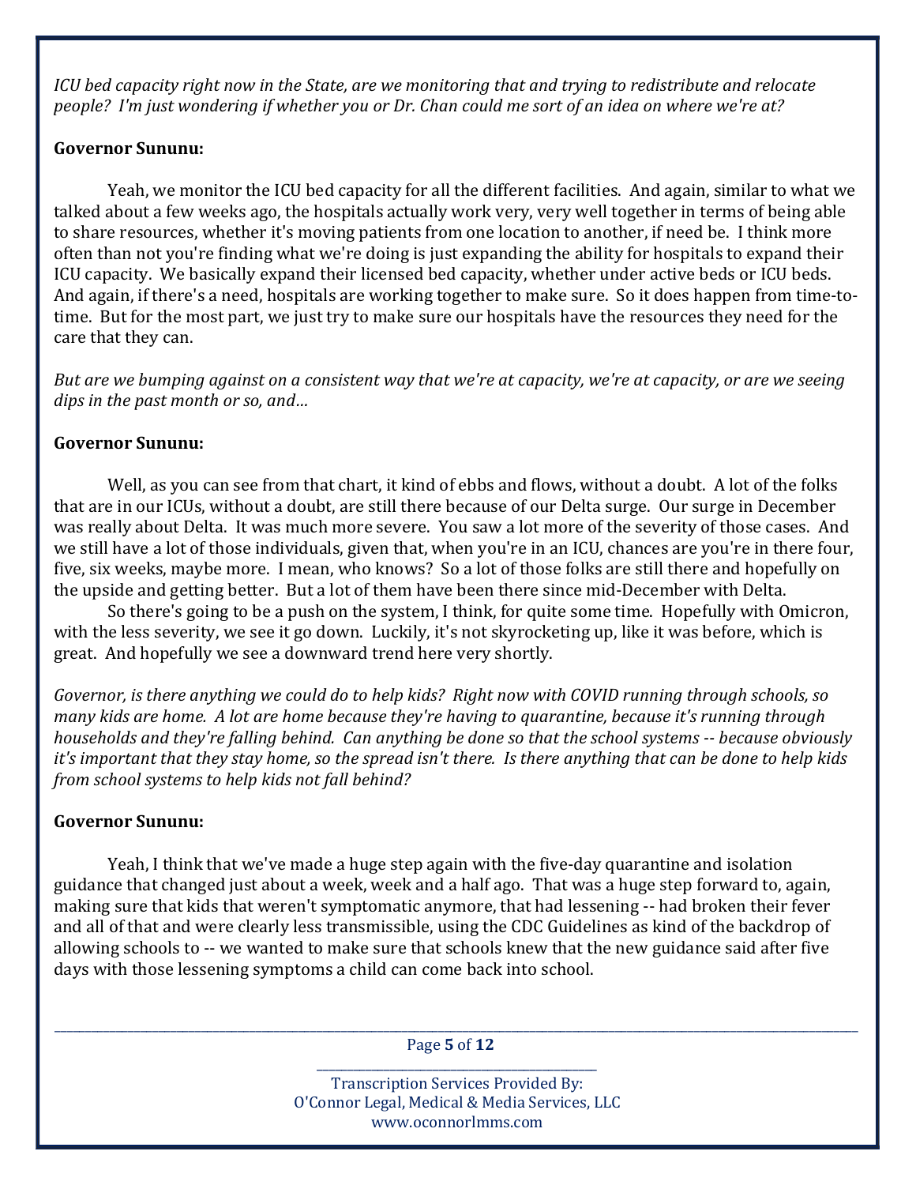*ICU bed capacity right now in the State, are we monitoring that and trying to redistribute and relocate people? I'm just wondering if whether you or Dr. Chan could me sort of an idea on where we're at?*

**Governor Sununu:**

Yeah, we monitor the ICU bed capacity for all the different facilities. And again, similar to what we talked about a few weeks ago, the hospitals actually work very, very well together in terms of being able to share resources, whether it's moving patients from one location to another, if need be. I think more often than not you're finding what we're doing is just expanding the ability for hospitals to expand their ICU capacity. We basically expand their licensed bed capacity, whether under active beds or ICU beds. And again, if there's a need, hospitals are working together to make sure. So it does happen from time-to-time. But for the most part, we just try to make sure our hospitals have the resources they need for the care that they can.

*But are we bumping against on a consistent way that we're at capacity, we're at capacity, or are we seeing dips in the past month or so, and…*

**Governor Sununu:**

Well, as you can see from that chart, it kind of ebbs and flows, without a doubt. A lot of the folks that are in our ICUs, without a doubt, are still there because of our Delta surge. Our surge in December was really about Delta. It was much more severe. You saw a lot more of the severity of those cases. And we still have a lot of those individuals, given that, when you're in an ICU, chances are you're in there four, five, six weeks, maybe more. I mean, who knows? So a lot of those folks are still there and hopefully on the upside and getting better. But a lot of them have been there since mid-December with Delta.

So there's going to be a push on the system, I think, for quite some time. Hopefully with Omicron, with the less severity, we see it go down. Luckily, it's not skyrocketing up, like it was before, which is great. And hopefully we see a downward trend here very shortly.

*Governor, is there anything we could do to help kids? Right now with COVID running through schools, so many kids are home. A lot are home because they're having to quarantine, because it's running through households and they're falling behind. Can anything be done so that the school systems -- because obviously it's important that they stay home, so the spread isn't there. Is there anything that can be done to help kids from school systems to help kids not fall behind?*

**Governor Sununu:**

Yeah, I think that we've made a huge step again with the five-day quarantine and isolation guidance that changed just about a week, week and a half ago. That was a huge step forward to, again, making sure that kids that weren't symptomatic anymore, that had lessening -- had broken their fever and all of that and were clearly less transmissible, using the CDC Guidelines as kind of the backdrop of allowing schools to -- we wanted to make sure that schools knew that the new guidance said after five days with those lessening symptoms a child can come back into school.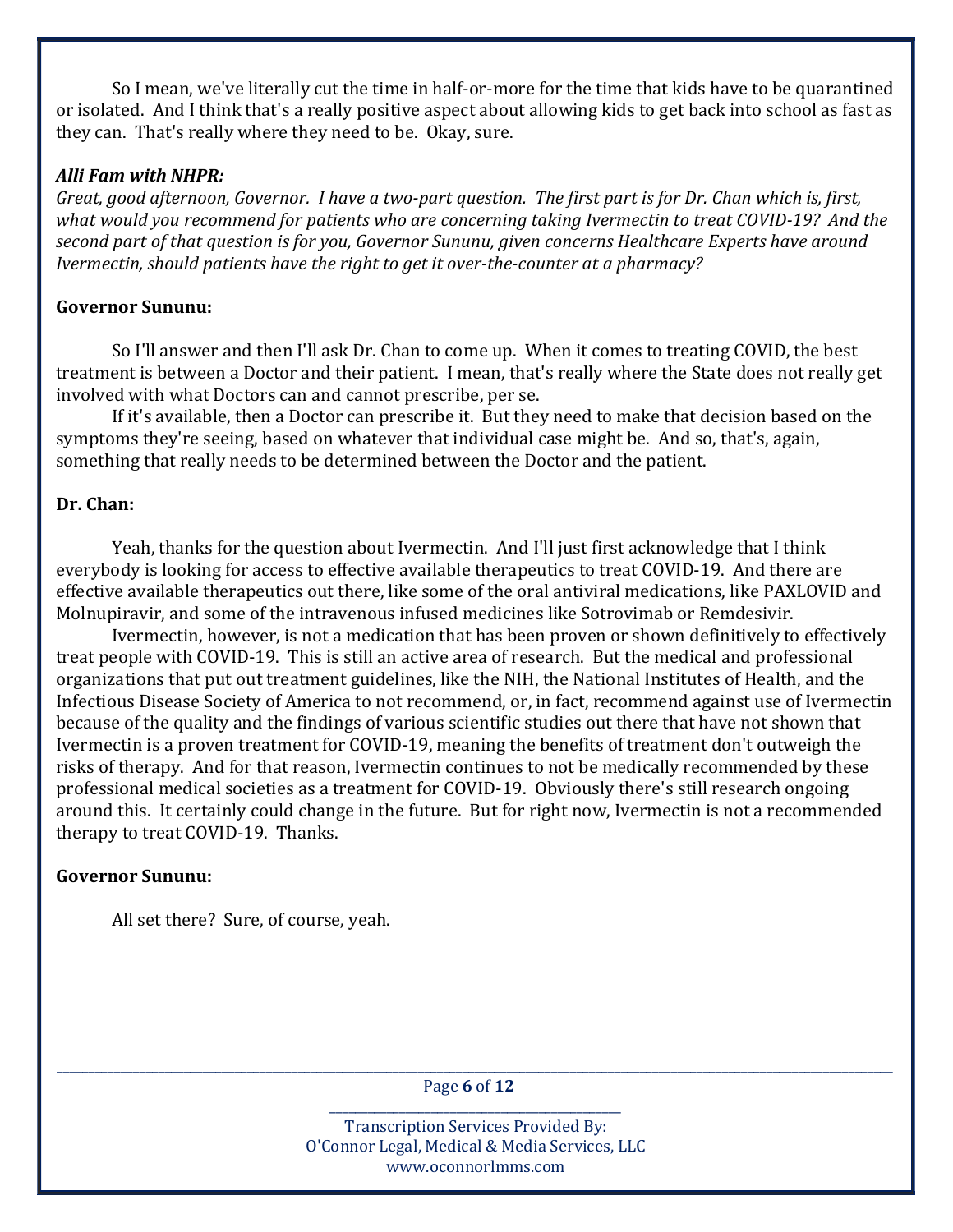So I mean, we've literally cut the time in half-or-more for the time that kids have to be quarantined or isolated. And I think that's a really positive aspect about allowing kids to get back into school as fast as they can. That's really where they need to be. Okay, sure.

***Alli Fam with NHPR:***

*Great, good afternoon, Governor. I have a two-part question. The first part is for Dr. Chan which is, first, what would you recommend for patients who are concerning taking Ivermectin to treat COVID-19? And the second part of that question is for you, Governor Sununu, given concerns Healthcare Experts have around Ivermectin, should patients have the right to get it over-the-counter at a pharmacy?*

**Governor Sununu:**

So I'll answer and then I'll ask Dr. Chan to come up. When it comes to treating COVID, the best treatment is between a Doctor and their patient. I mean, that's really where the State does not really get involved with what Doctors can and cannot prescribe, per se.

If it's available, then a Doctor can prescribe it. But they need to make that decision based on the symptoms they're seeing, based on whatever that individual case might be. And so, that's, again, something that really needs to be determined between the Doctor and the patient.

**Dr. Chan:**

Yeah, thanks for the question about Ivermectin. And I'll just first acknowledge that I think everybody is looking for access to effective available therapeutics to treat COVID-19. And there are effective available therapeutics out there, like some of the oral antiviral medications, like PAXLOVID and Molnupiravir, and some of the intravenous infused medicines like Sotrovimab or Remdesivir.

Ivermectin, however, is not a medication that has been proven or shown definitively to effectively treat people with COVID-19. This is still an active area of research. But the medical and professional organizations that put out treatment guidelines, like the NIH, the National Institutes of Health, and the Infectious Disease Society of America to not recommend, or, in fact, recommend against use of Ivermectin because of the quality and the findings of various scientific studies out there that have not shown that Ivermectin is a proven treatment for COVID-19, meaning the benefits of treatment don't outweigh the risks of therapy. And for that reason, Ivermectin continues to not be medically recommended by these professional medical societies as a treatment for COVID-19. Obviously there's still research ongoing around this. It certainly could change in the future. But for right now, Ivermectin is not a recommended therapy to treat COVID-19. Thanks.

**Governor Sununu:**

All set there? Sure, of course, yeah.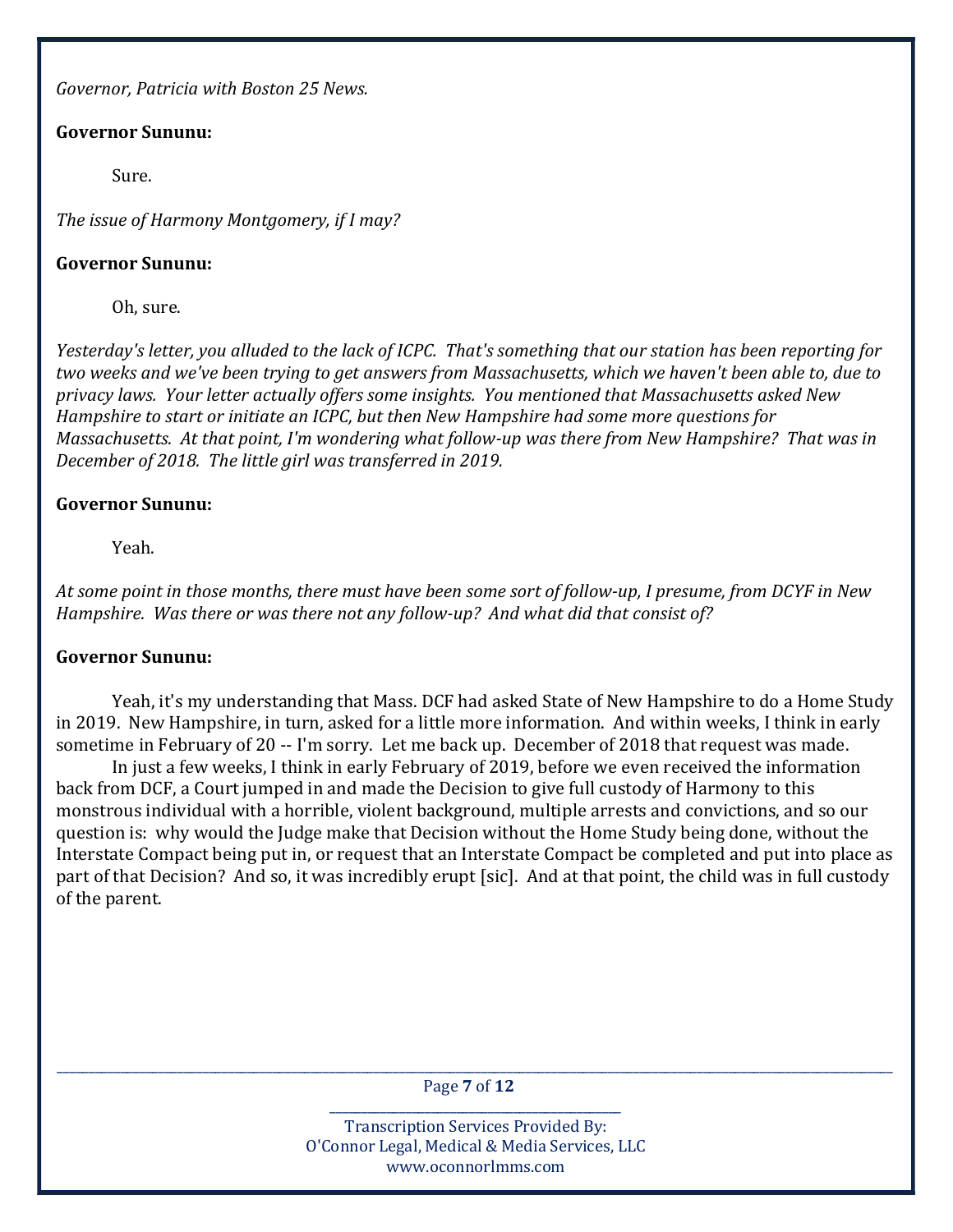*Governor, Patricia with Boston 25 News.*

**Governor Sununu:**

Sure.

*The issue of Harmony Montgomery, if I may?*

**Governor Sununu:**

Oh, sure.

*Yesterday's letter, you alluded to the lack of ICPC. That's something that our station has been reporting for two weeks and we've been trying to get answers from Massachusetts, which we haven't been able to, due to privacy laws. Your letter actually offers some insights. You mentioned that Massachusetts asked New Hampshire to start or initiate an ICPC, but then New Hampshire had some more questions for Massachusetts. At that point, I'm wondering what follow-up was there from New Hampshire? That was in December of 2018. The little girl was transferred in 2019.*

**Governor Sununu:**

Yeah.

*At some point in those months, there must have been some sort of follow-up, I presume, from DCYF in New Hampshire. Was there or was there not any follow-up? And what did that consist of?*

**Governor Sununu:**

Yeah, it's my understanding that Mass. DCF had asked State of New Hampshire to do a Home Study in 2019. New Hampshire, in turn, asked for a little more information. And within weeks, I think in early sometime in February of 20 -- I'm sorry. Let me back up. December of 2018 that request was made.

In just a few weeks, I think in early February of 2019, before we even received the information back from DCF, a Court jumped in and made the Decision to give full custody of Harmony to this monstrous individual with a horrible, violent background, multiple arrests and convictions, and so our question is: why would the Judge make that Decision without the Home Study being done, without the Interstate Compact being put in, or request that an Interstate Compact be completed and put into place as part of that Decision? And so, it was incredibly erupt [sic]. And at that point, the child was in full custody of the parent.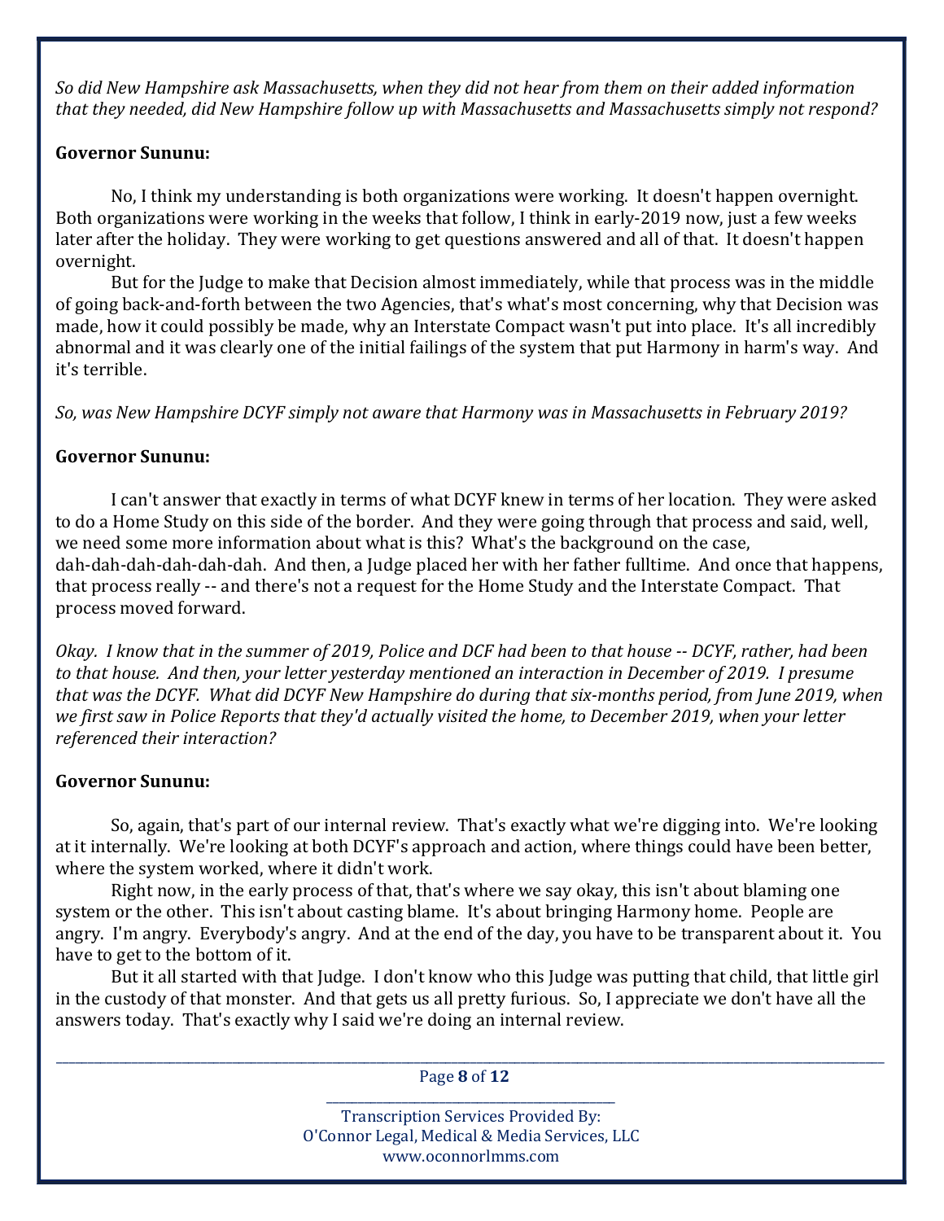*So did New Hampshire ask Massachusetts, when they did not hear from them on their added information that they needed, did New Hampshire follow up with Massachusetts and Massachusetts simply not respond?*

**Governor Sununu:**

No, I think my understanding is both organizations were working. It doesn't happen overnight. Both organizations were working in the weeks that follow, I think in early-2019 now, just a few weeks later after the holiday. They were working to get questions answered and all of that. It doesn't happen overnight.

But for the Judge to make that Decision almost immediately, while that process was in the middle of going back-and-forth between the two Agencies, that's what's most concerning, why that Decision was made, how it could possibly be made, why an Interstate Compact wasn't put into place. It's all incredibly abnormal and it was clearly one of the initial failings of the system that put Harmony in harm's way. And it's terrible.

*So, was New Hampshire DCYF simply not aware that Harmony was in Massachusetts in February 2019?*

**Governor Sununu:**

I can't answer that exactly in terms of what DCYF knew in terms of her location. They were asked to do a Home Study on this side of the border. And they were going through that process and said, well, we need some more information about what is this? What's the background on the case, dah-dah-dah-dah-dah-dah. And then, a Judge placed her with her father fulltime. And once that happens, that process really -- and there's not a request for the Home Study and the Interstate Compact. That process moved forward.

*Okay. I know that in the summer of 2019, Police and DCF had been to that house -- DCYF, rather, had been to that house. And then, your letter yesterday mentioned an interaction in December of 2019. I presume that was the DCYF. What did DCYF New Hampshire do during that six-months period, from June 2019, when we first saw in Police Reports that they'd actually visited the home, to December 2019, when your letter referenced their interaction?*

**Governor Sununu:**

So, again, that's part of our internal review. That's exactly what we're digging into. We're looking at it internally. We're looking at both DCYF's approach and action, where things could have been better, where the system worked, where it didn't work.

Right now, in the early process of that, that's where we say okay, this isn't about blaming one system or the other. This isn't about casting blame. It's about bringing Harmony home. People are angry. I'm angry. Everybody's angry. And at the end of the day, you have to be transparent about it. You have to get to the bottom of it.

But it all started with that Judge. I don't know who this Judge was putting that child, that little girl in the custody of that monster. And that gets us all pretty furious. So, I appreciate we don't have all the answers today. That's exactly why I said we're doing an internal review.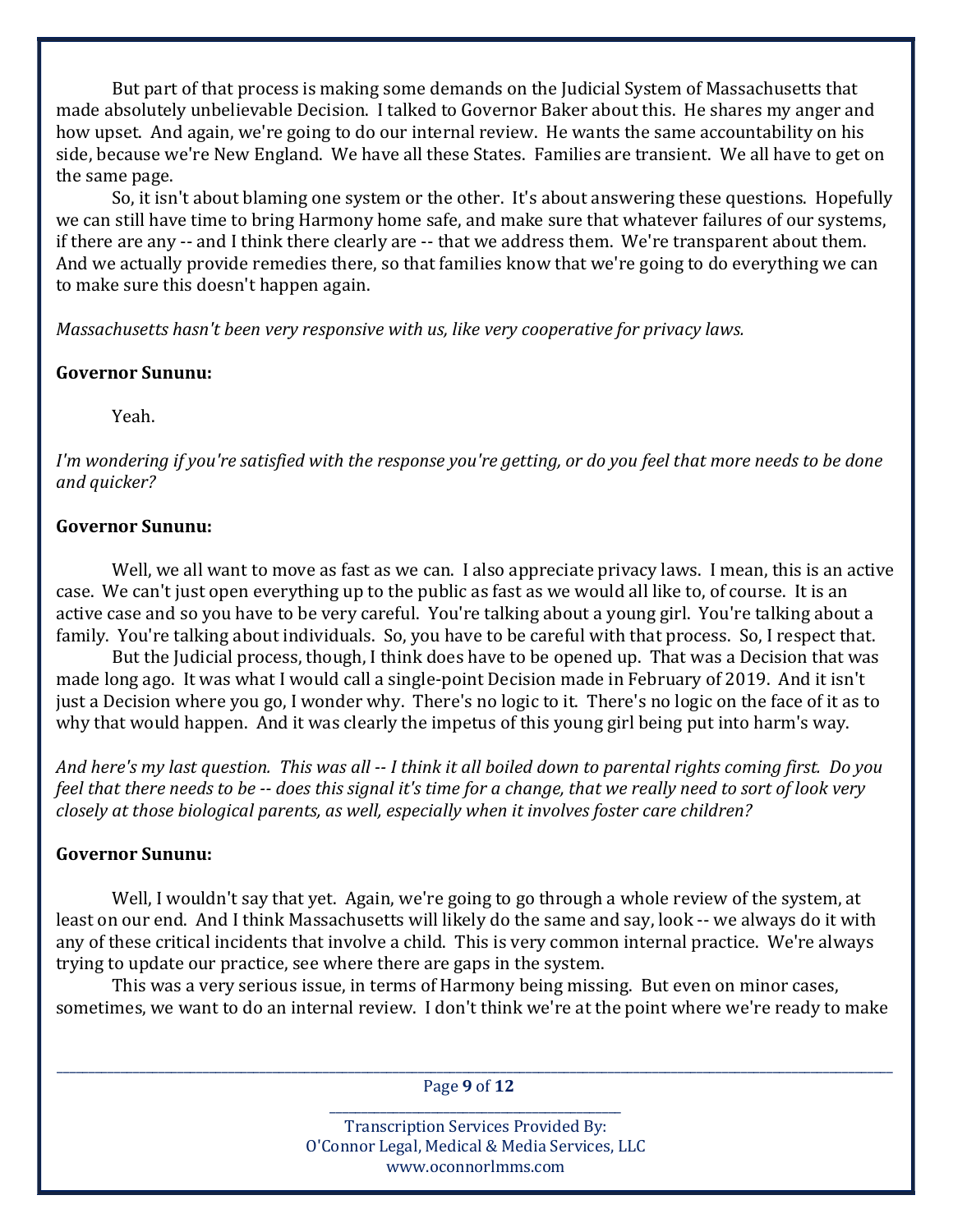But part of that process is making some demands on the Judicial System of Massachusetts that made absolutely unbelievable Decision. I talked to Governor Baker about this. He shares my anger and how upset. And again, we're going to do our internal review. He wants the same accountability on his side, because we're New England. We have all these States. Families are transient. We all have to get on the same page.

So, it isn't about blaming one system or the other. It's about answering these questions. Hopefully we can still have time to bring Harmony home safe, and make sure that whatever failures of our systems, if there are any -- and I think there clearly are -- that we address them. We're transparent about them. And we actually provide remedies there, so that families know that we're going to do everything we can to make sure this doesn't happen again.

*Massachusetts hasn't been very responsive with us, like very cooperative for privacy laws.*

**Governor Sununu:**

Yeah.

*I'm wondering if you're satisfied with the response you're getting, or do you feel that more needs to be done and quicker?*

**Governor Sununu:**

Well, we all want to move as fast as we can. I also appreciate privacy laws. I mean, this is an active case. We can't just open everything up to the public as fast as we would all like to, of course. It is an active case and so you have to be very careful. You're talking about a young girl. You're talking about a family. You're talking about individuals. So, you have to be careful with that process. So, I respect that.

But the Judicial process, though, I think does have to be opened up. That was a Decision that was made long ago. It was what I would call a single-point Decision made in February of 2019. And it isn't just a Decision where you go, I wonder why. There's no logic to it. There's no logic on the face of it as to why that would happen. And it was clearly the impetus of this young girl being put into harm's way.

*And here's my last question. This was all -- I think it all boiled down to parental rights coming first. Do you feel that there needs to be -- does this signal it's time for a change, that we really need to sort of look very closely at those biological parents, as well, especially when it involves foster care children?*

**Governor Sununu:**

Well, I wouldn't say that yet. Again, we're going to go through a whole review of the system, at least on our end. And I think Massachusetts will likely do the same and say, look -- we always do it with any of these critical incidents that involve a child. This is very common internal practice. We're always trying to update our practice, see where there are gaps in the system.

This was a very serious issue, in terms of Harmony being missing. But even on minor cases, sometimes, we want to do an internal review. I don't think we're at the point where we're ready to make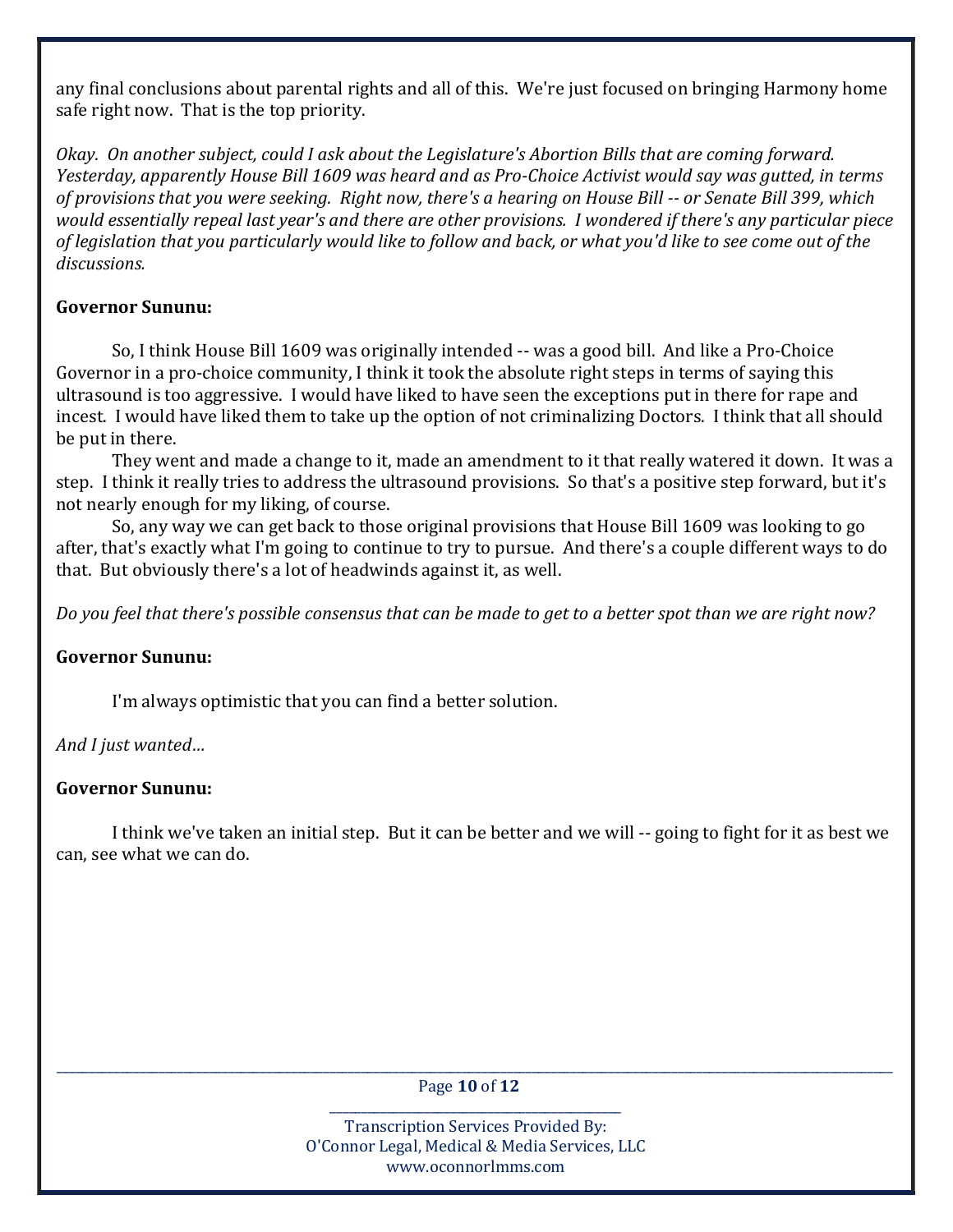any final conclusions about parental rights and all of this. We're just focused on bringing Harmony home safe right now. That is the top priority.

*Okay. On another subject, could I ask about the Legislature's Abortion Bills that are coming forward. Yesterday, apparently House Bill 1609 was heard and as Pro-Choice Activist would say was gutted, in terms of provisions that you were seeking. Right now, there's a hearing on House Bill -- or Senate Bill 399, which would essentially repeal last year's and there are other provisions. I wondered if there's any particular piece of legislation that you particularly would like to follow and back, or what you'd like to see come out of the discussions.*

**Governor Sununu:**

So, I think House Bill 1609 was originally intended -- was a good bill. And like a Pro-Choice Governor in a pro-choice community, I think it took the absolute right steps in terms of saying this ultrasound is too aggressive. I would have liked to have seen the exceptions put in there for rape and incest. I would have liked them to take up the option of not criminalizing Doctors. I think that all should be put in there.

They went and made a change to it, made an amendment to it that really watered it down. It was a step. I think it really tries to address the ultrasound provisions. So that's a positive step forward, but it's not nearly enough for my liking, of course.

So, any way we can get back to those original provisions that House Bill 1609 was looking to go after, that's exactly what I'm going to continue to try to pursue. And there's a couple different ways to do that. But obviously there's a lot of headwinds against it, as well.

*Do you feel that there's possible consensus that can be made to get to a better spot than we are right now?*

**Governor Sununu:**

I'm always optimistic that you can find a better solution.

*And I just wanted…*

**Governor Sununu:**

I think we've taken an initial step. But it can be better and we will -- going to fight for it as best we can, see what we can do.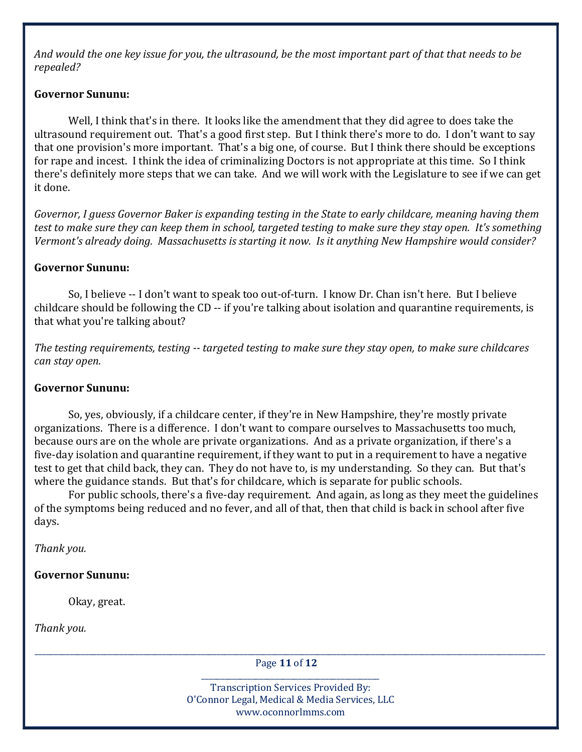*And would the one key issue for you, the ultrasound, be the most important part of that that needs to be repealed?*

**Governor Sununu:**

Well, I think that's in there. It looks like the amendment that they did agree to does take the ultrasound requirement out. That's a good first step. But I think there's more to do. I don't want to say that one provision's more important. That's a big one, of course. But I think there should be exceptions for rape and incest. I think the idea of criminalizing Doctors is not appropriate at this time. So I think there's definitely more steps that we can take. And we will work with the Legislature to see if we can get it done.

*Governor, I guess Governor Baker is expanding testing in the State to early childcare, meaning having them test to make sure they can keep them in school, targeted testing to make sure they stay open. It's something Vermont's already doing. Massachusetts is starting it now. Is it anything New Hampshire would consider?*

**Governor Sununu:**

So, I believe -- I don't want to speak too out-of-turn. I know Dr. Chan isn't here. But I believe childcare should be following the CD -- if you're talking about isolation and quarantine requirements, is that what you're talking about?

*The testing requirements, testing -- targeted testing to make sure they stay open, to make sure childcares can stay open.*

**Governor Sununu:**

So, yes, obviously, if a childcare center, if they're in New Hampshire, they're mostly private organizations. There is a difference. I don't want to compare ourselves to Massachusetts too much, because ours are on the whole are private organizations. And as a private organization, if there's a five-day isolation and quarantine requirement, if they want to put in a requirement to have a negative test to get that child back, they can. They do not have to, is my understanding. So they can. But that's where the guidance stands. But that's for childcare, which is separate for public schools.

For public schools, there's a five-day requirement. And again, as long as they meet the guidelines of the symptoms being reduced and no fever, and all of that, then that child is back in school after five days.

*Thank you.*

**Governor Sununu:**

Okay, great.

*Thank you.*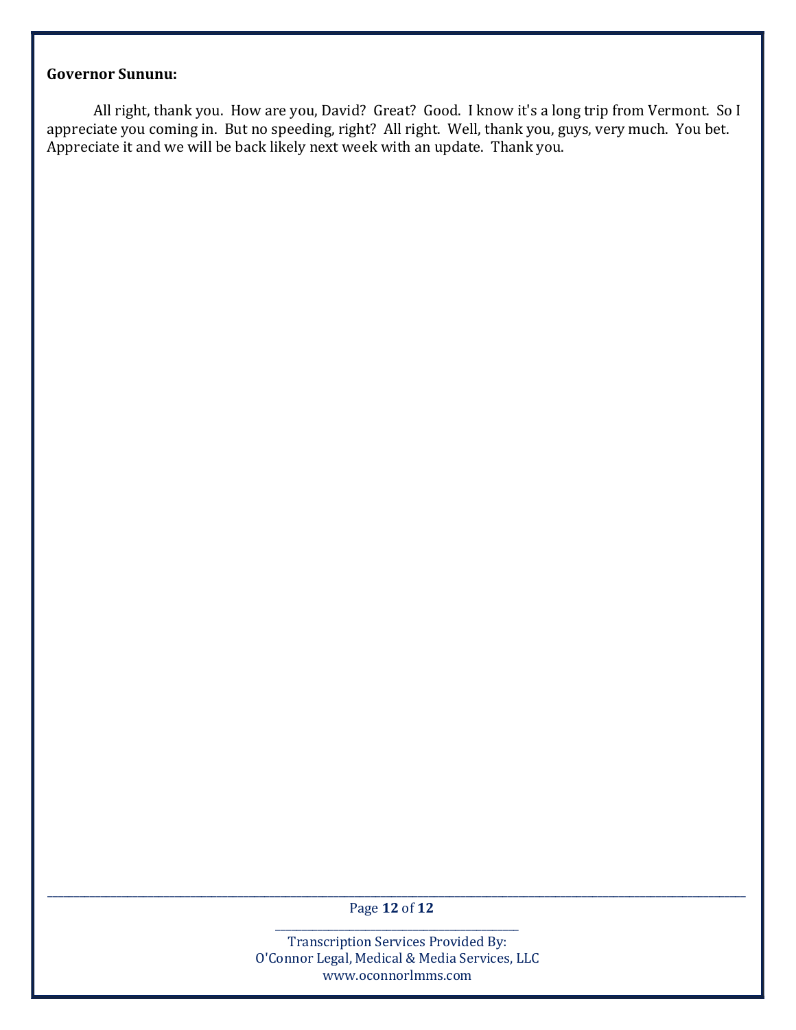**Governor Sununu:**

All right, thank you. How are you, David? Great? Good. I know it's a long trip from Vermont. So I appreciate you coming in. But no speeding, right? All right. Well, thank you, guys, very much. You bet. Appreciate it and we will be back likely next week with an update. Thank you.